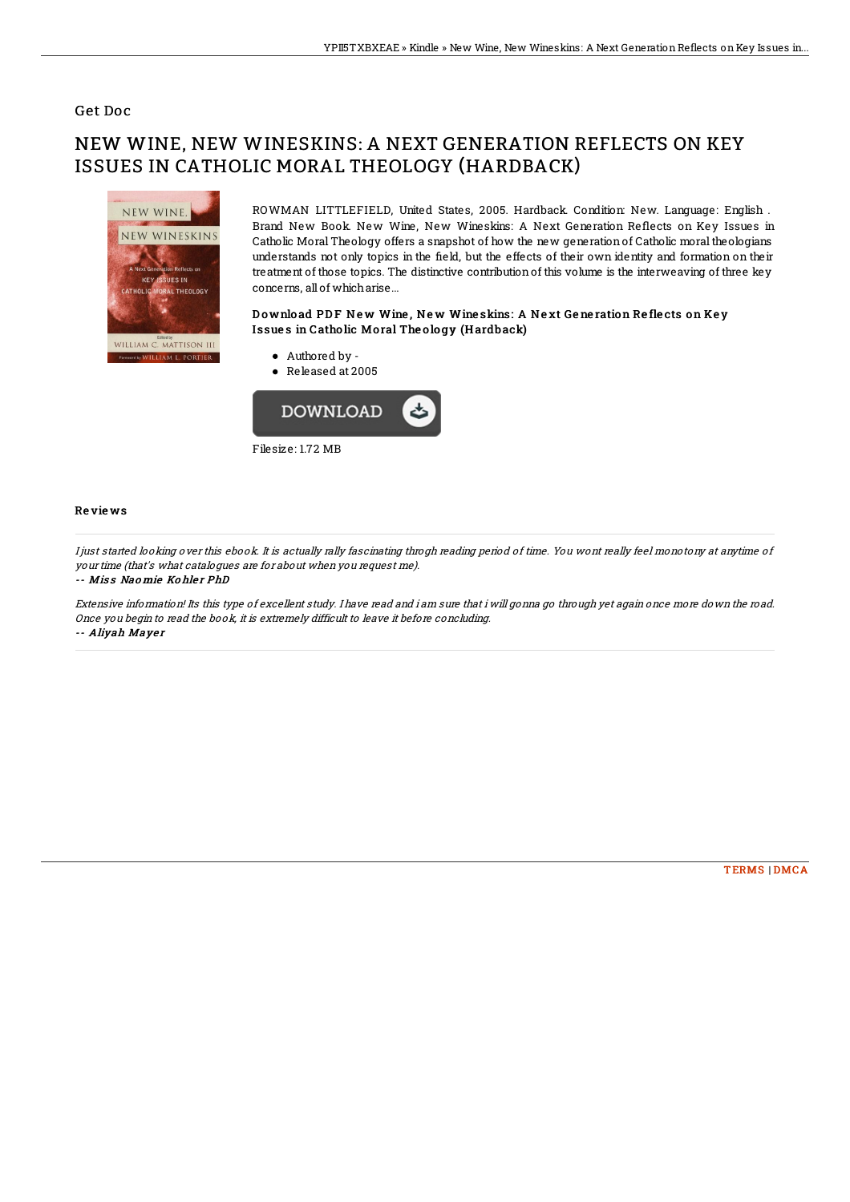## Get Doc

# NEW WINE, NEW WINESKINS: A NEXT GENERATION REFLECTS ON KEY ISSUES IN CATHOLIC MORAL THEOLOGY (HARDBACK)

ROWMAN LITTLEFIELD, United States, 2005. Hardback. Condition: New. Language: English . Brand New Book. New Wine, New Wineskins: A Next Generation Reflects on Key Issues in Catholic Moral Theology offers a snapshot of how the new generation of Catholic moral theologians understands not only topics in the field, but the effects of their own identity and formation on their treatment of those topics. The distinctive contribution of this volume is the interweaving of three key concerns, all of which arise...

### Download PDF New Wine, New Wineskins: A Next Generation Reflects on Key Issues in Catholic Moral Theology (Hardback)

- Authored by -
- Released at 2005

DOWNLOAD

Filesize: 1.72 MB

### Reviews

*I just started looking over this ebook. It is actually rally fascinating throgh reading period of time. You wont really feel monotony at anytime of your time (that's what catalogues are for about when you request me).*

-- *Miss Naomie Kohler PhD*

*Extensive information! Its this type of excellent study. I have read and i am sure that i will gonna go through yet again once more down the road. Once you begin to read the book, it is extremely difficult to leave it before concluding.*

-- *Aliyah Mayer*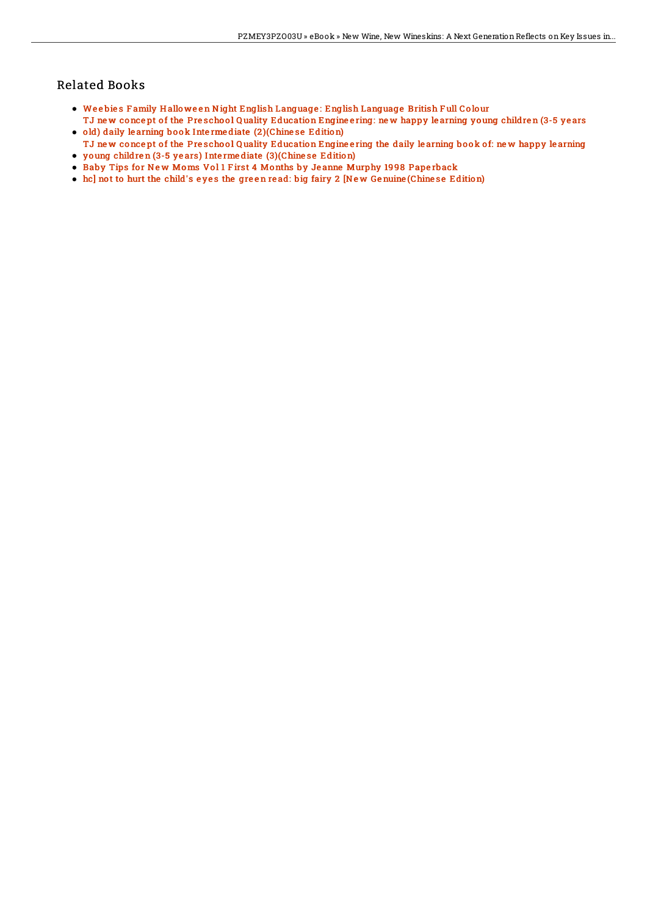## Related Books

- Weebies Family Halloween Night English Language: English Language British Full Colour
- TJ new concept of the Preschool Quality Education Engineering: new happy learning young children (3-5 years old) daily learning book Intermediate (2)(Chinese Edition)
- TJ new concept of the Preschool Quality Education Engineering the daily learning book of: new happy learning young children (3-5 years) Intermediate (3)(Chinese Edition)
- Baby Tips for New Moms Vol 1 First 4 Months by Jeanne Murphy 1998 Paperback
- hc] not to hurt the child's eyes the green read: big fairy 2 [New Genuine(Chinese Edition)